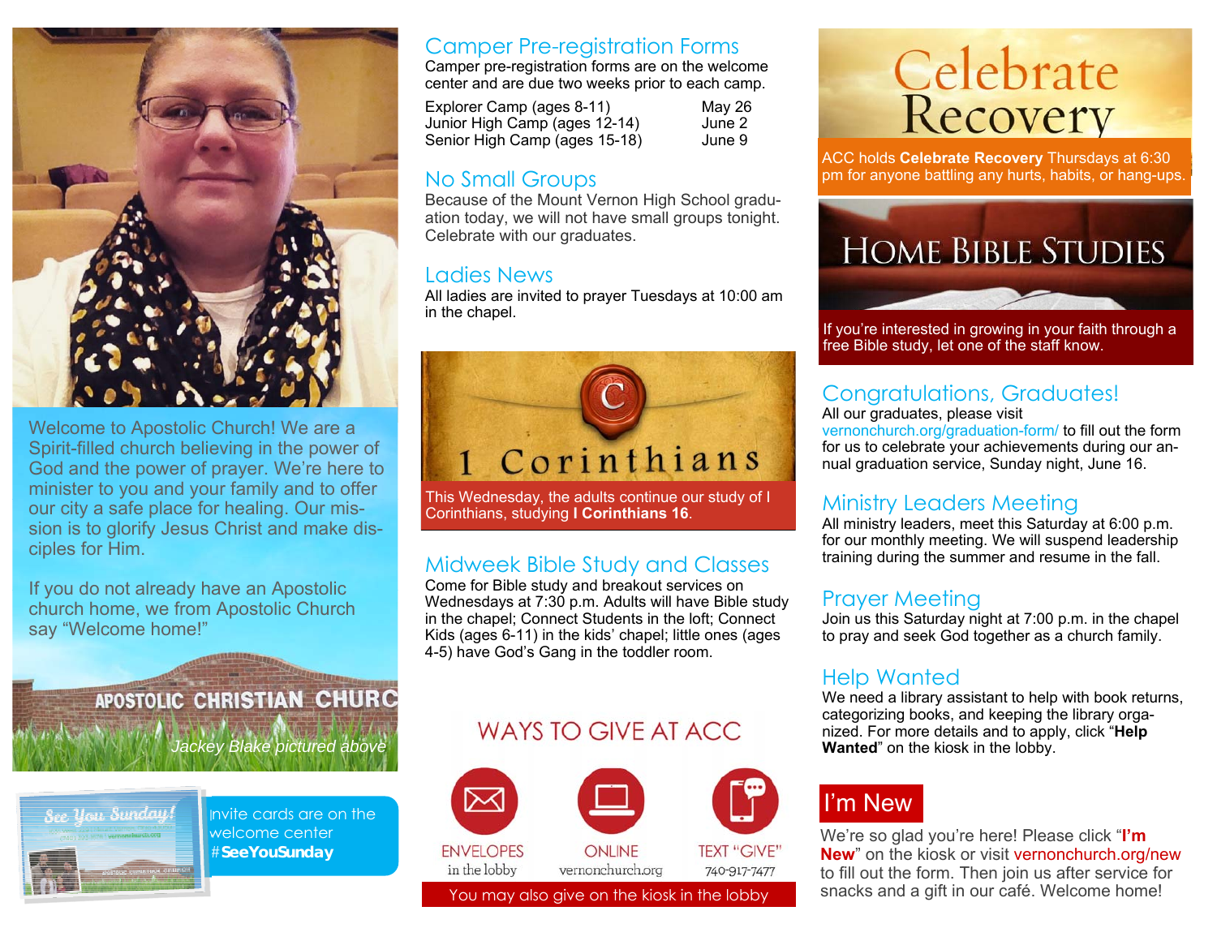Welcome to Apostolic Church! We are a Spirit-filled church believing in the power of God and the power of prayer. We're here to minister to you and your family and to offer our city a safe place for healing. Our mission is to glorify Jesus Christ and make disciples for Him.

If you do not already have an Apostolic church home, we from Apostolic Church say "Welcome home!"

APOSTOLIC CHRISTIAN CHURC

*Jackey Blake pictured above*

See You Sunday!

Invite cards are on the welcome center **#SeeYouSunday**

## Camper Pre-registration Forms

Camper pre-registration forms are on the welcome center and are due two weeks prior to each camp.

| | |
|---|---|
| Explorer Camp (ages 8-11) | May 26 |
| Junior High Camp (ages 12-14) | June 2 |
| Senior High Camp (ages 15-18) | June 9 |

## No Small Groups

Because of the Mount Vernon High School graduation today, we will not have small groups tonight. Celebrate with our graduates.

## Ladies News

All ladies are invited to prayer Tuesdays at 10:00 am in the chapel.

1 Corinthians

This Wednesday, the adults continue our study of I Corinthians, studying **I Corinthians 16**.

## Midweek Bible Study and Classes

Come for Bible study and breakout services on Wednesdays at 7:30 p.m. Adults will have Bible study in the chapel; Connect Students in the loft; Connect Kids (ages 6-11) in the kids' chapel; little ones (ages 4-5) have God's Gang in the toddler room.

## WAYS TO GIVE AT ACC

- ENVELOPES — in the lobby
- ONLINE — vernonchurch.org
- TEXT "GIVE" — 740-917-7477

You may also give on the kiosk in the lobby

Celebrate Recovery

ACC holds **Celebrate Recovery** Thursdays at 6:30 pm for anyone battling any hurts, habits, or hang-ups.

HOME BIBLE STUDIES

If you're interested in growing in your faith through a free Bible study, let one of the staff know.

## Congratulations, Graduates!

All our graduates, please visit vernonchurch.org/graduation-form/ to fill out the form for us to celebrate your achievements during our annual graduation service, Sunday night, June 16.

## Ministry Leaders Meeting

All ministry leaders, meet this Saturday at 6:00 p.m. for our monthly meeting. We will suspend leadership training during the summer and resume in the fall.

## Prayer Meeting

Join us this Saturday night at 7:00 p.m. in the chapel to pray and seek God together as a church family.

## Help Wanted

We need a library assistant to help with book returns, categorizing books, and keeping the library organized. For more details and to apply, click "**Help Wanted**" on the kiosk in the lobby.

## I'm New

We're so glad you're here! Please click "**I'm New**" on the kiosk or visit vernonchurch.org/new to fill out the form. Then join us after service for snacks and a gift in our café. Welcome home!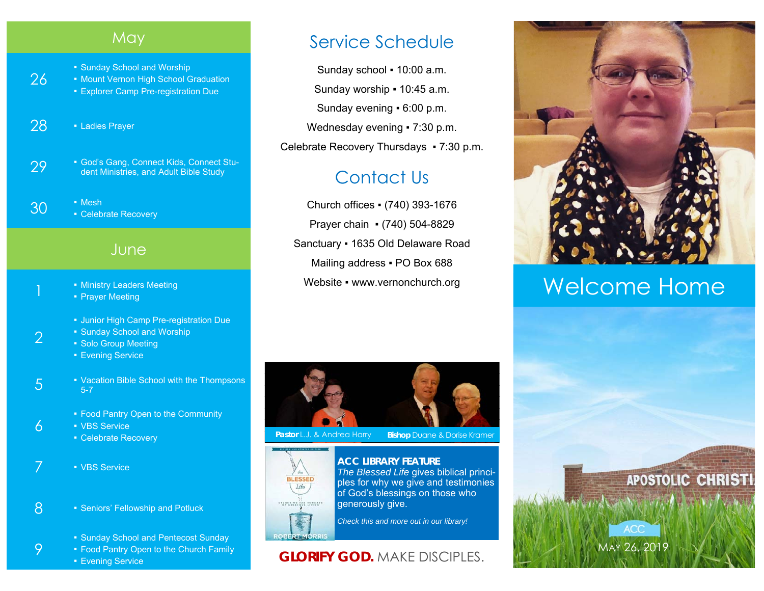## May

**26**
- Sunday School and Worship
- Mount Vernon High School Graduation
- Explorer Camp Pre-registration Due

**28**
- Ladies Prayer

**29**
- God's Gang, Connect Kids, Connect Student Ministries, and Adult Bible Study

**30**
- Mesh
- Celebrate Recovery

## June

**1**
- Ministry Leaders Meeting
- Prayer Meeting

**2**
- Junior High Camp Pre-registration Due
- Sunday School and Worship
- Solo Group Meeting
- Evening Service

**5**
- Vacation Bible School with the Thompsons 5-7

**6**
- Food Pantry Open to the Community
- VBS Service
- Celebrate Recovery

**7**
- VBS Service

**8**
- Seniors' Fellowship and Potluck

**9**
- Sunday School and Pentecost Sunday
- Food Pantry Open to the Church Family
- Evening Service

## Service Schedule

Sunday school ▪ 10:00 a.m.

Sunday worship ▪ 10:45 a.m.

Sunday evening ▪ 6:00 p.m.

Wednesday evening ▪ 7:30 p.m.

Celebrate Recovery Thursdays ▪ 7:30 p.m.

## Contact Us

Church offices ▪ (740) 393-1676

Prayer chain ▪ (740) 504-8829

Sanctuary ▪ 1635 Old Delaware Road

Mailing address ▪ PO Box 688

Website ▪ www.vernonchurch.org

**Pastor** L.J. & Andrea Harry **Bishop** Duane & Dorise Kramer

**ACC LIBRARY FEATURE**

*The Blessed Life* gives biblical principles for why we give and testimonies of God's blessings on those who generously give.

*Check this and more out in our library!*

**GLORIFY GOD.** MAKE DISCIPLES.

# Welcome Home

ACC

MAY 26, 2019